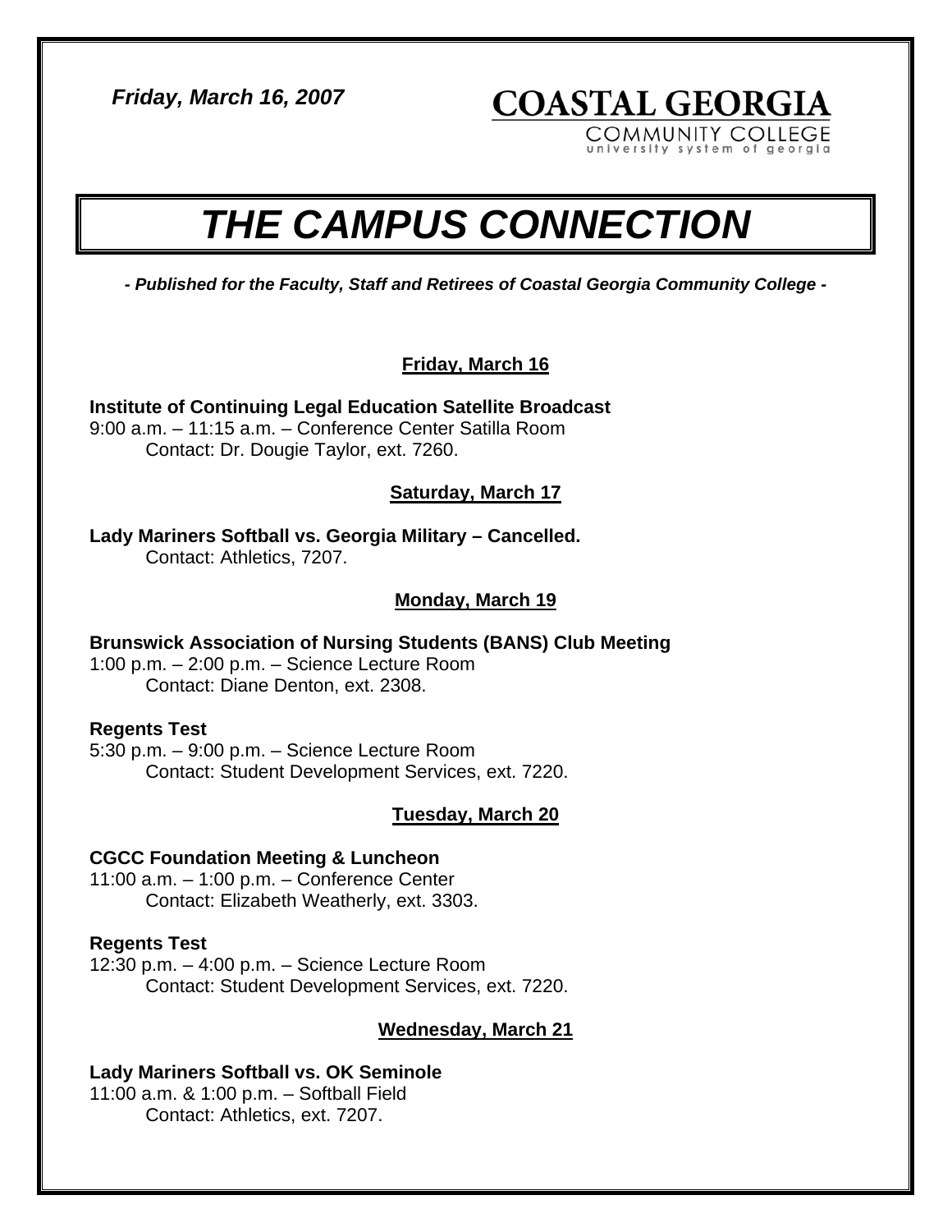*Friday, March 16, 2007*

**COASTAL GEORGIA**
COMMUNITY COLLEGE
university system of georgia

# *THE CAMPUS CONNECTION*

***- Published for the Faculty, Staff and Retirees of Coastal Georgia Community College -***

## Friday, March 16

**Institute of Continuing Legal Education Satellite Broadcast**
9:00 a.m. – 11:15 a.m. – Conference Center Satilla Room
Contact: Dr. Dougie Taylor, ext. 7260.

## Saturday, March 17

**Lady Mariners Softball vs. Georgia Military – Cancelled.**
Contact: Athletics, 7207.

## Monday, March 19

**Brunswick Association of Nursing Students (BANS) Club Meeting**
1:00 p.m. – 2:00 p.m. – Science Lecture Room
Contact: Diane Denton, ext. 2308.

**Regents Test**
5:30 p.m. – 9:00 p.m. – Science Lecture Room
Contact: Student Development Services, ext. 7220.

## Tuesday, March 20

**CGCC Foundation Meeting & Luncheon**
11:00 a.m. – 1:00 p.m. – Conference Center
Contact: Elizabeth Weatherly, ext. 3303.

**Regents Test**
12:30 p.m. – 4:00 p.m. – Science Lecture Room
Contact: Student Development Services, ext. 7220.

## Wednesday, March 21

**Lady Mariners Softball vs. OK Seminole**
11:00 a.m. & 1:00 p.m. – Softball Field
Contact: Athletics, ext. 7207.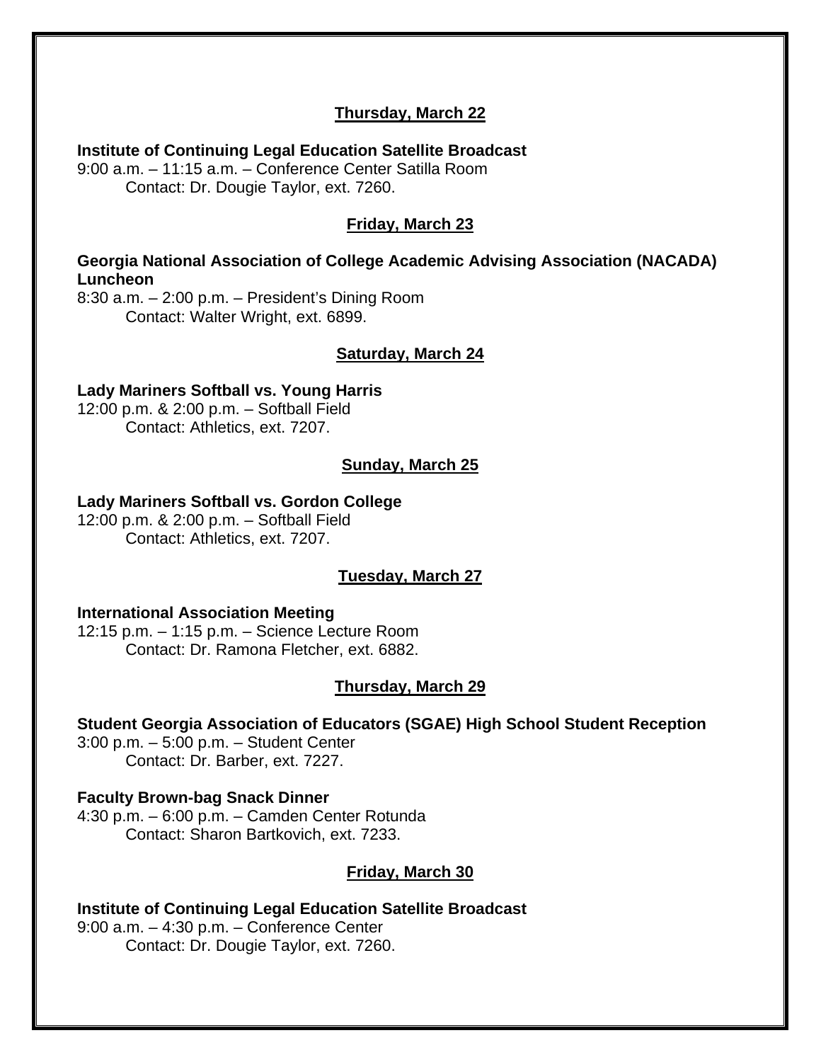**Thursday, March 22**

**Institute of Continuing Legal Education Satellite Broadcast**
9:00 a.m. – 11:15 a.m. – Conference Center Satilla Room
Contact: Dr. Dougie Taylor, ext. 7260.

**Friday, March 23**

**Georgia National Association of College Academic Advising Association (NACADA) Luncheon**
8:30 a.m. – 2:00 p.m. – President's Dining Room
Contact: Walter Wright, ext. 6899.

**Saturday, March 24**

**Lady Mariners Softball vs. Young Harris**
12:00 p.m. & 2:00 p.m. – Softball Field
Contact: Athletics, ext. 7207.

**Sunday, March 25**

**Lady Mariners Softball vs. Gordon College**
12:00 p.m. & 2:00 p.m. – Softball Field
Contact: Athletics, ext. 7207.

**Tuesday, March 27**

**International Association Meeting**
12:15 p.m. – 1:15 p.m. – Science Lecture Room
Contact: Dr. Ramona Fletcher, ext. 6882.

**Thursday, March 29**

**Student Georgia Association of Educators (SGAE) High School Student Reception**
3:00 p.m. – 5:00 p.m. – Student Center
Contact: Dr. Barber, ext. 7227.

**Faculty Brown-bag Snack Dinner**
4:30 p.m. – 6:00 p.m. – Camden Center Rotunda
Contact: Sharon Bartkovich, ext. 7233.

**Friday, March 30**

**Institute of Continuing Legal Education Satellite Broadcast**
9:00 a.m. – 4:30 p.m. – Conference Center
Contact: Dr. Dougie Taylor, ext. 7260.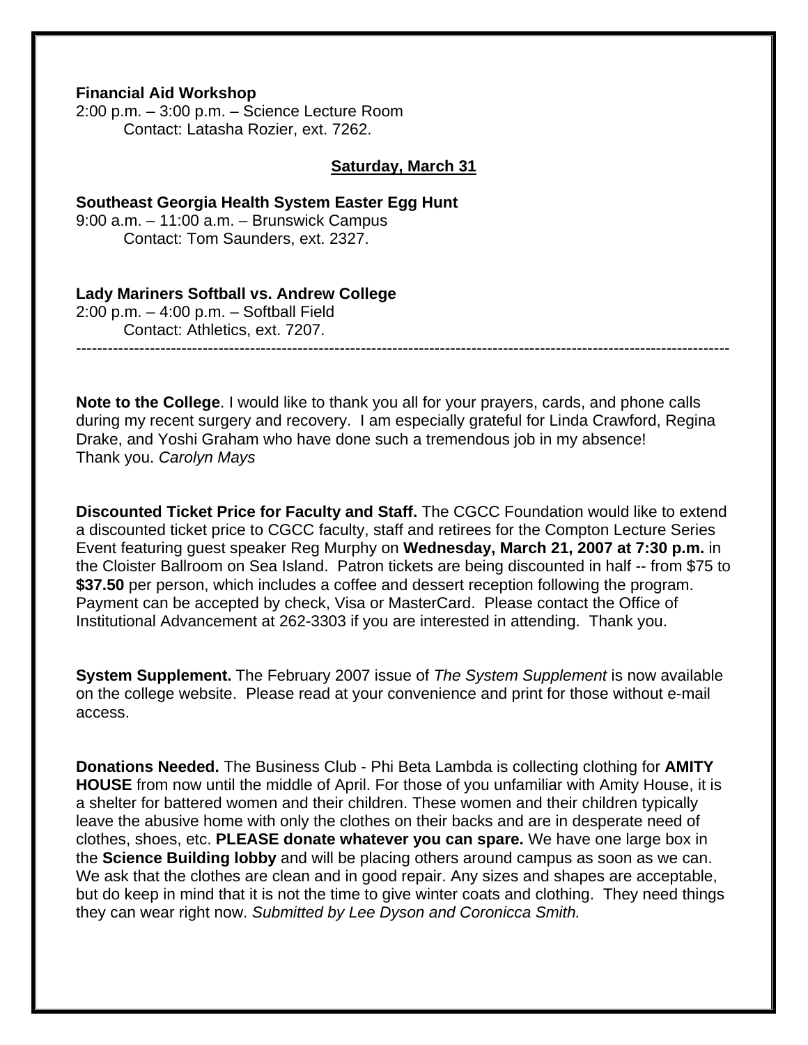**Financial Aid Workshop**
2:00 p.m. – 3:00 p.m. – Science Lecture Room
Contact: Latasha Rozier, ext. 7262.

**Saturday, March 31**

**Southeast Georgia Health System Easter Egg Hunt**
9:00 a.m. – 11:00 a.m. – Brunswick Campus
Contact: Tom Saunders, ext. 2327.

**Lady Mariners Softball vs. Andrew College**
2:00 p.m. – 4:00 p.m. – Softball Field
Contact: Athletics, ext. 7207.

---

**Note to the College**. I would like to thank you all for your prayers, cards, and phone calls during my recent surgery and recovery. I am especially grateful for Linda Crawford, Regina Drake, and Yoshi Graham who have done such a tremendous job in my absence! Thank you. *Carolyn Mays*

**Discounted Ticket Price for Faculty and Staff.** The CGCC Foundation would like to extend a discounted ticket price to CGCC faculty, staff and retirees for the Compton Lecture Series Event featuring guest speaker Reg Murphy on **Wednesday, March 21, 2007 at 7:30 p.m.** in the Cloister Ballroom on Sea Island. Patron tickets are being discounted in half -- from $75 to **$37.50** per person, which includes a coffee and dessert reception following the program. Payment can be accepted by check, Visa or MasterCard. Please contact the Office of Institutional Advancement at 262-3303 if you are interested in attending. Thank you.

**System Supplement.** The February 2007 issue of *The System Supplement* is now available on the college website. Please read at your convenience and print for those without e-mail access.

**Donations Needed.** The Business Club - Phi Beta Lambda is collecting clothing for **AMITY HOUSE** from now until the middle of April. For those of you unfamiliar with Amity House, it is a shelter for battered women and their children. These women and their children typically leave the abusive home with only the clothes on their backs and are in desperate need of clothes, shoes, etc. **PLEASE donate whatever you can spare.** We have one large box in the **Science Building lobby** and will be placing others around campus as soon as we can. We ask that the clothes are clean and in good repair. Any sizes and shapes are acceptable, but do keep in mind that it is not the time to give winter coats and clothing. They need things they can wear right now. *Submitted by Lee Dyson and Coronicca Smith.*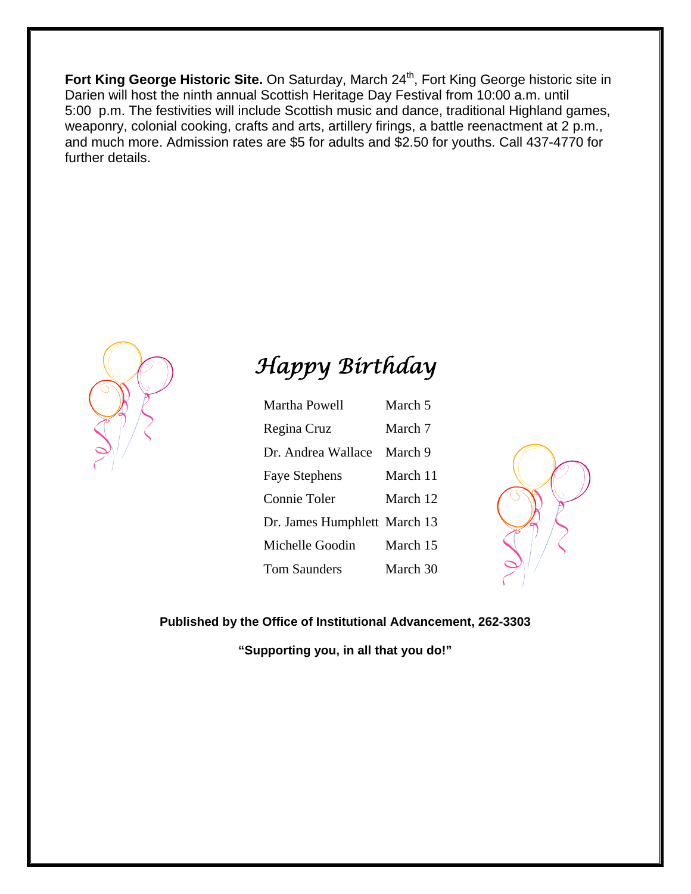**Fort King George Historic Site.** On Saturday, March 24th, Fort King George historic site in Darien will host the ninth annual Scottish Heritage Day Festival from 10:00 a.m. until 5:00 p.m. The festivities will include Scottish music and dance, traditional Highland games, weaponry, colonial cooking, crafts and arts, artillery firings, a battle reenactment at 2 p.m., and much more. Admission rates are $5 for adults and $2.50 for youths. Call 437-4770 for further details.

# *Happy Birthday*

| | |
|---|---|
| Martha Powell | March 5 |
| Regina Cruz | March 7 |
| Dr. Andrea Wallace | March 9 |
| Faye Stephens | March 11 |
| Connie Toler | March 12 |
| Dr. James Humphlett | March 13 |
| Michelle Goodin | March 15 |
| Tom Saunders | March 30 |

**Published by the Office of Institutional Advancement, 262-3303**

**"Supporting you, in all that you do!"**